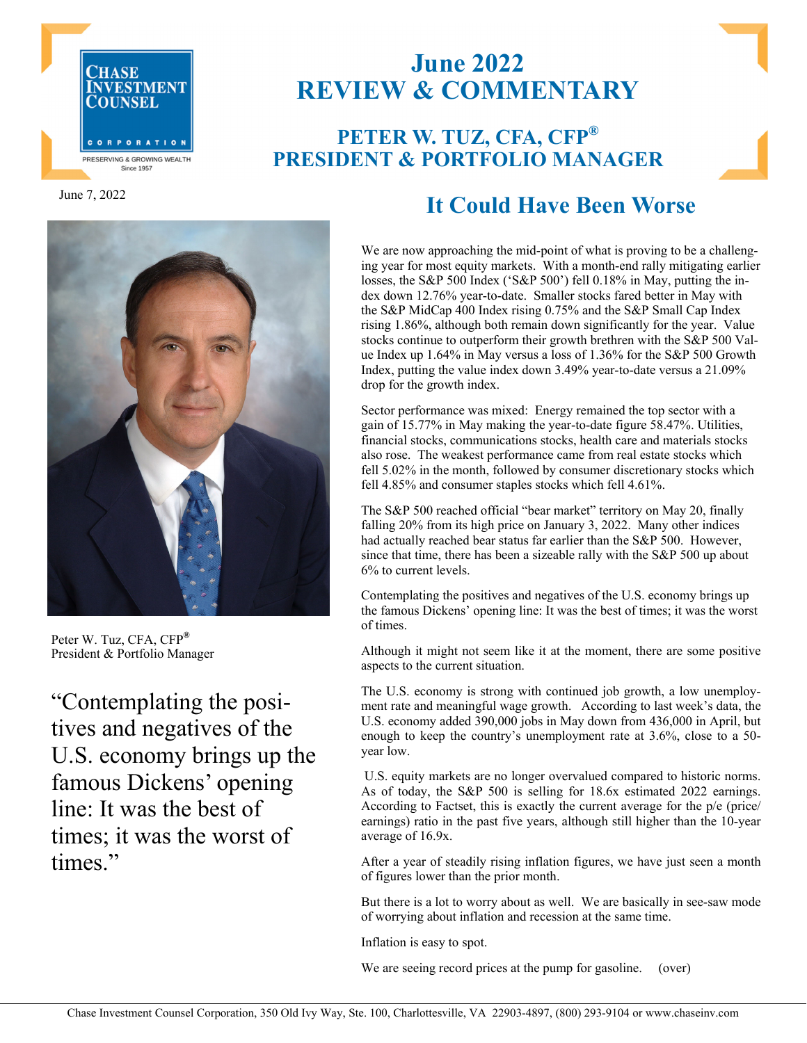# June 2022 REVIEW & COMMENTARY

## PETER W. TUZ, CFA, CFP®
## PRESIDENT & PORTFOLIO MANAGER

June 7, 2022

## It Could Have Been Worse

Peter W. Tuz, CFA, CFP®
President & Portfolio Manager

> "Contemplating the positives and negatives of the U.S. economy brings up the famous Dickens' opening line: It was the best of times; it was the worst of times."

We are now approaching the mid-point of what is proving to be a challenging year for most equity markets. With a month-end rally mitigating earlier losses, the S&P 500 Index ('S&P 500') fell 0.18% in May, putting the index down 12.76% year-to-date. Smaller stocks fared better in May with the S&P MidCap 400 Index rising 0.75% and the S&P Small Cap Index rising 1.86%, although both remain down significantly for the year. Value stocks continue to outperform their growth brethren with the S&P 500 Value Index up 1.64% in May versus a loss of 1.36% for the S&P 500 Growth Index, putting the value index down 3.49% year-to-date versus a 21.09% drop for the growth index.

Sector performance was mixed: Energy remained the top sector with a gain of 15.77% in May making the year-to-date figure 58.47%. Utilities, financial stocks, communications stocks, health care and materials stocks also rose. The weakest performance came from real estate stocks which fell 5.02% in the month, followed by consumer discretionary stocks which fell 4.85% and consumer staples stocks which fell 4.61%.

The S&P 500 reached official "bear market" territory on May 20, finally falling 20% from its high price on January 3, 2022. Many other indices had actually reached bear status far earlier than the S&P 500. However, since that time, there has been a sizeable rally with the S&P 500 up about 6% to current levels.

Contemplating the positives and negatives of the U.S. economy brings up the famous Dickens' opening line: It was the best of times; it was the worst of times.

Although it might not seem like it at the moment, there are some positive aspects to the current situation.

The U.S. economy is strong with continued job growth, a low unemployment rate and meaningful wage growth. According to last week's data, the U.S. economy added 390,000 jobs in May down from 436,000 in April, but enough to keep the country's unemployment rate at 3.6%, close to a 50-year low.

U.S. equity markets are no longer overvalued compared to historic norms. As of today, the S&P 500 is selling for 18.6x estimated 2022 earnings. According to Factset, this is exactly the current average for the p/e (price/earnings) ratio in the past five years, although still higher than the 10-year average of 16.9x.

After a year of steadily rising inflation figures, we have just seen a month of figures lower than the prior month.

But there is a lot to worry about as well. We are basically in see-saw mode of worrying about inflation and recession at the same time.

Inflation is easy to spot.

We are seeing record prices at the pump for gasoline. (over)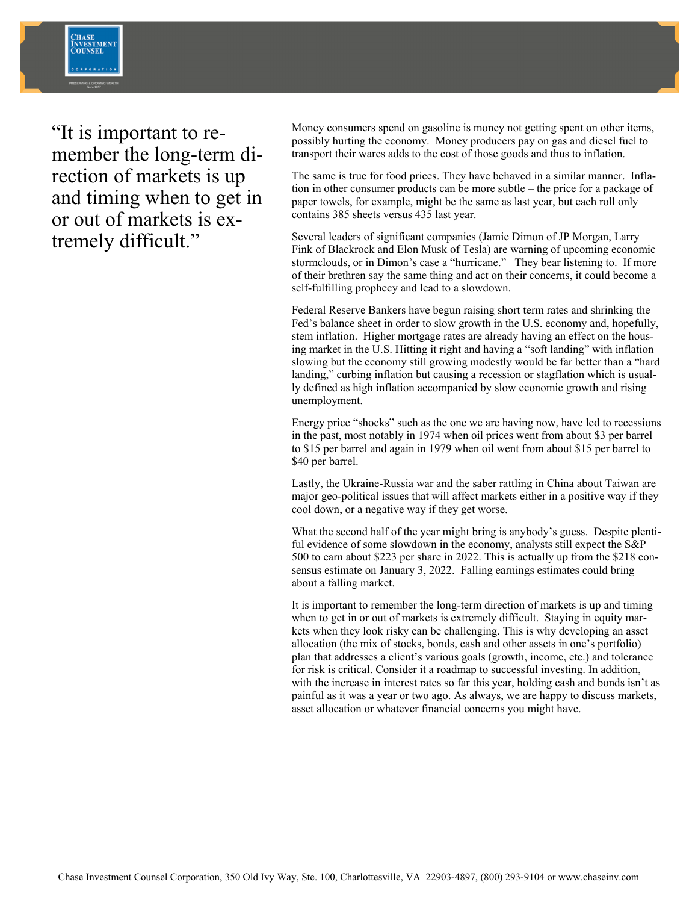> "It is important to remember the long-term direction of markets is up and timing when to get in or out of markets is extremely difficult."

Money consumers spend on gasoline is money not getting spent on other items, possibly hurting the economy. Money producers pay on gas and diesel fuel to transport their wares adds to the cost of those goods and thus to inflation.

The same is true for food prices. They have behaved in a similar manner. Inflation in other consumer products can be more subtle – the price for a package of paper towels, for example, might be the same as last year, but each roll only contains 385 sheets versus 435 last year.

Several leaders of significant companies (Jamie Dimon of JP Morgan, Larry Fink of Blackrock and Elon Musk of Tesla) are warning of upcoming economic stormclouds, or in Dimon's case a "hurricane." They bear listening to. If more of their brethren say the same thing and act on their concerns, it could become a self-fulfilling prophecy and lead to a slowdown.

Federal Reserve Bankers have begun raising short term rates and shrinking the Fed's balance sheet in order to slow growth in the U.S. economy and, hopefully, stem inflation. Higher mortgage rates are already having an effect on the housing market in the U.S. Hitting it right and having a "soft landing" with inflation slowing but the economy still growing modestly would be far better than a "hard landing," curbing inflation but causing a recession or stagflation which is usually defined as high inflation accompanied by slow economic growth and rising unemployment.

Energy price "shocks" such as the one we are having now, have led to recessions in the past, most notably in 1974 when oil prices went from about $3 per barrel to $15 per barrel and again in 1979 when oil went from about $15 per barrel to $40 per barrel.

Lastly, the Ukraine-Russia war and the saber rattling in China about Taiwan are major geo-political issues that will affect markets either in a positive way if they cool down, or a negative way if they get worse.

What the second half of the year might bring is anybody's guess. Despite plentiful evidence of some slowdown in the economy, analysts still expect the S&P 500 to earn about $223 per share in 2022. This is actually up from the $218 consensus estimate on January 3, 2022. Falling earnings estimates could bring about a falling market.

It is important to remember the long-term direction of markets is up and timing when to get in or out of markets is extremely difficult. Staying in equity markets when they look risky can be challenging. This is why developing an asset allocation (the mix of stocks, bonds, cash and other assets in one's portfolio) plan that addresses a client's various goals (growth, income, etc.) and tolerance for risk is critical. Consider it a roadmap to successful investing. In addition, with the increase in interest rates so far this year, holding cash and bonds isn't as painful as it was a year or two ago. As always, we are happy to discuss markets, asset allocation or whatever financial concerns you might have.

Chase Investment Counsel Corporation, 350 Old Ivy Way, Ste. 100, Charlottesville, VA 22903-4897, (800) 293-9104 or www.chaseinv.com